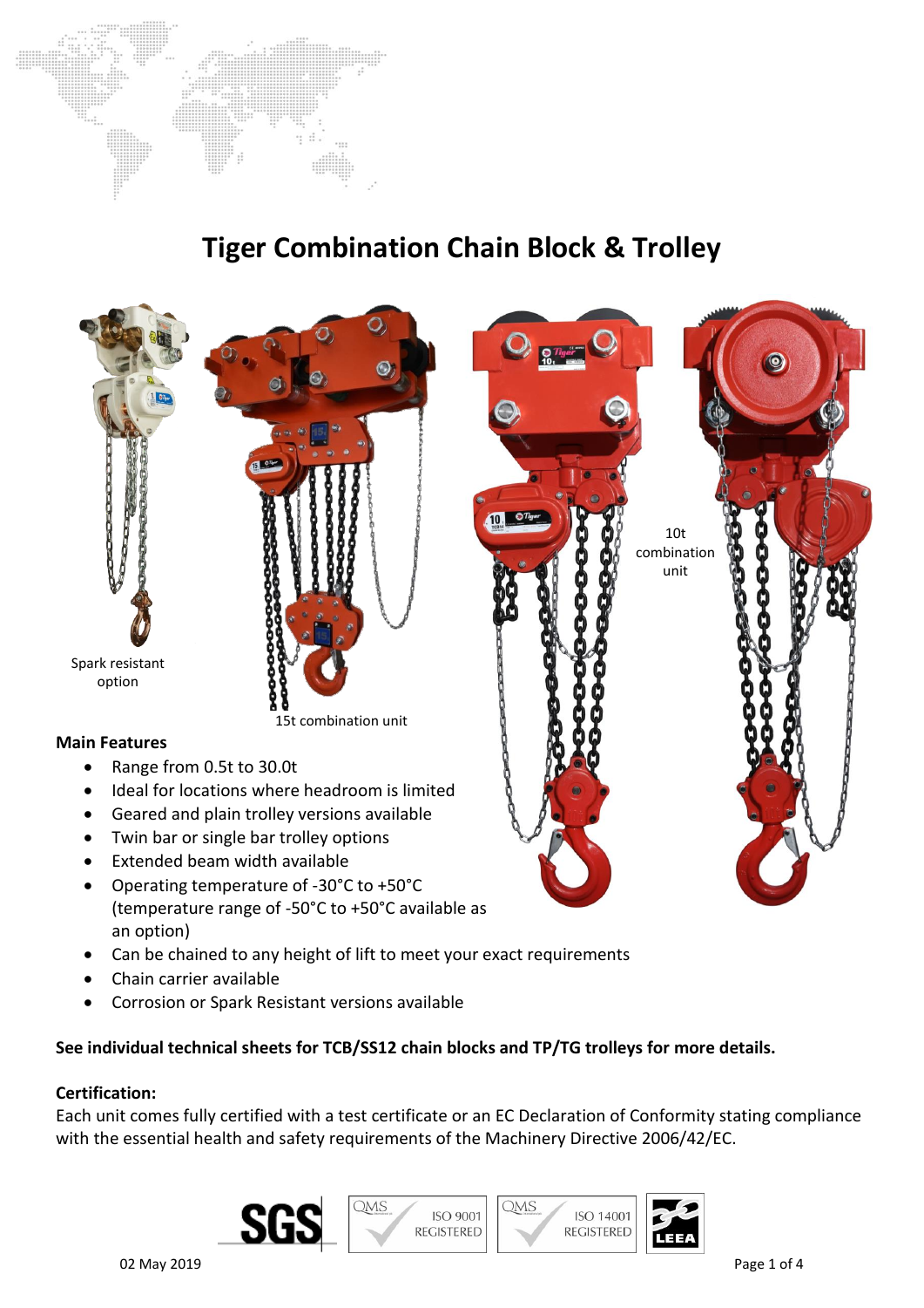# Tiger Combination Chain Block & Trolley

Spark resistant option

15t combination unit

10t combination unit

**Main Features**

- Range from 0.5t to 30.0t
- Ideal for locations where headroom is limited
- Geared and plain trolley versions available
- Twin bar or single bar trolley options
- Extended beam width available
- Operating temperature of -30°C to +50°C (temperature range of -50°C to +50°C available as an option)
- Can be chained to any height of lift to meet your exact requirements
- Chain carrier available
- Corrosion or Spark Resistant versions available

**See individual technical sheets for TCB/SS12 chain blocks and TP/TG trolleys for more details.**

**Certification:**

Each unit comes fully certified with a test certificate or an EC Declaration of Conformity stating compliance with the essential health and safety requirements of the Machinery Directive 2006/42/EC.

SGS | QMS ISO 9001 REGISTERED | QMS ISO 14001 REGISTERED | LEEA

02 May 2019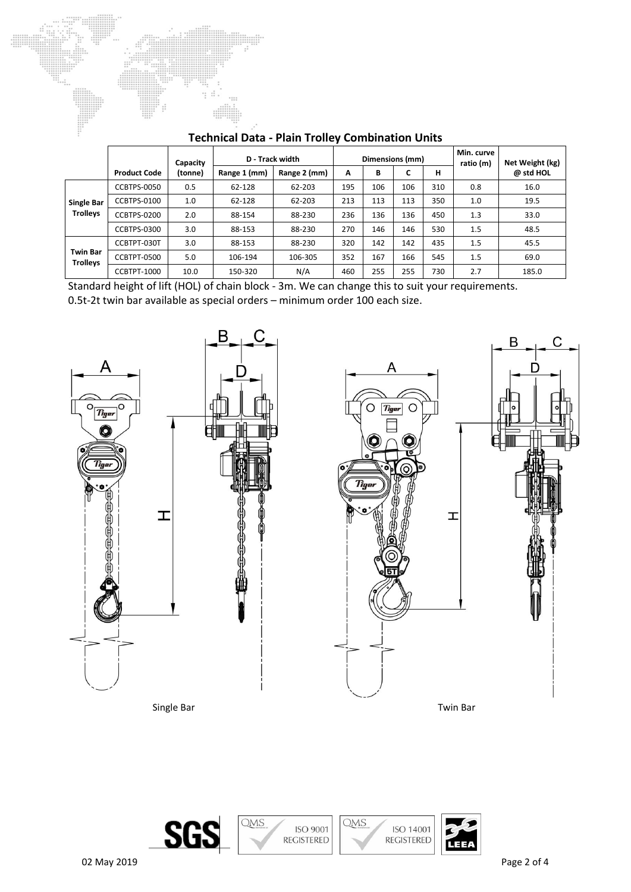## Technical Data - Plain Trolley Combination Units

| | Product Code | Capacity (tonne) | D - Track width | | Dimensions (mm) | | | | Min. curve ratio (m) | Net Weight (kg) @ std HOL |
|---|---|---|---|---|---|---|---|---|---|---|
| | | | Range 1 (mm) | Range 2 (mm) | A | B | C | H | | |
| Single Bar Trolleys | CCBTPS-0050 | 0.5 | 62-128 | 62-203 | 195 | 106 | 106 | 310 | 0.8 | 16.0 |
| | CCBTPS-0100 | 1.0 | 62-128 | 62-203 | 213 | 113 | 113 | 350 | 1.0 | 19.5 |
| | CCBTPS-0200 | 2.0 | 88-154 | 88-230 | 236 | 136 | 136 | 450 | 1.3 | 33.0 |
| | CCBTPS-0300 | 3.0 | 88-153 | 88-230 | 270 | 146 | 146 | 530 | 1.5 | 48.5 |
| Twin Bar Trolleys | CCBTPT-030T | 3.0 | 88-153 | 88-230 | 320 | 142 | 142 | 435 | 1.5 | 45.5 |
| | CCBTPT-0500 | 5.0 | 106-194 | 106-305 | 352 | 167 | 166 | 545 | 1.5 | 69.0 |
| | CCBTPT-1000 | 10.0 | 150-320 | N/A | 460 | 255 | 255 | 730 | 2.7 | 185.0 |

Standard height of lift (HOL) of chain block - 3m. We can change this to suit your requirements.
0.5t-2t twin bar available as special orders – minimum order 100 each size.

Single Bar

Twin Bar

02 May 2019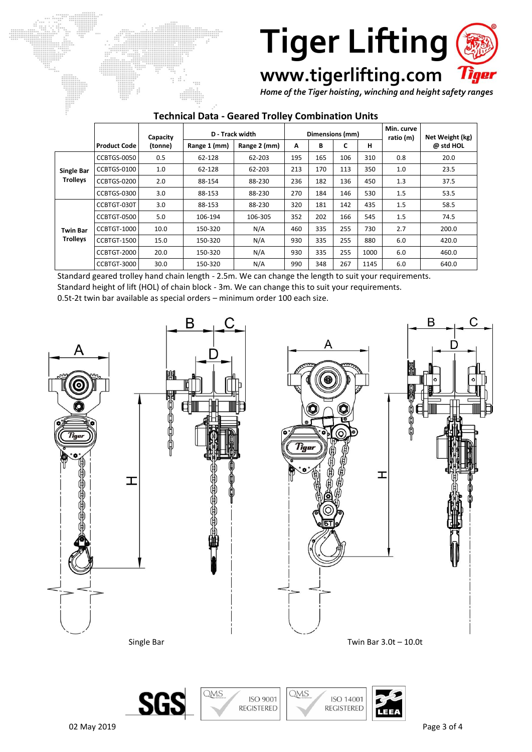# Tiger Lifting

**www.tigerlifting.com**

*Home of the Tiger hoisting, winching and height safety ranges*

## Technical Data - Geared Trolley Combination Units

| | Product Code | Capacity (tonne) | D - Track width | | Dimensions (mm) | | | | Min. curve ratio (m) | Net Weight (kg) @ std HOL |
|---|---|---|---|---|---|---|---|---|---|---|
| | | | Range 1 (mm) | Range 2 (mm) | A | B | C | H | | |
| Single Bar Trolleys | CCBTGS-0050 | 0.5 | 62-128 | 62-203 | 195 | 165 | 106 | 310 | 0.8 | 20.0 |
| | CCBTGS-0100 | 1.0 | 62-128 | 62-203 | 213 | 170 | 113 | 350 | 1.0 | 23.5 |
| | CCBTGS-0200 | 2.0 | 88-154 | 88-230 | 236 | 182 | 136 | 450 | 1.3 | 37.5 |
| | CCBTGS-0300 | 3.0 | 88-153 | 88-230 | 270 | 184 | 146 | 530 | 1.5 | 53.5 |
| Twin Bar Trolleys | CCBTGT-030T | 3.0 | 88-153 | 88-230 | 320 | 181 | 142 | 435 | 1.5 | 58.5 |
| | CCBTGT-0500 | 5.0 | 106-194 | 106-305 | 352 | 202 | 166 | 545 | 1.5 | 74.5 |
| | CCBTGT-1000 | 10.0 | 150-320 | N/A | 460 | 335 | 255 | 730 | 2.7 | 200.0 |
| | CCBTGT-1500 | 15.0 | 150-320 | N/A | 930 | 335 | 255 | 880 | 6.0 | 420.0 |
| | CCBTGT-2000 | 20.0 | 150-320 | N/A | 930 | 335 | 255 | 1000 | 6.0 | 460.0 |
| | CCBTGT-3000 | 30.0 | 150-320 | N/A | 990 | 348 | 267 | 1145 | 6.0 | 640.0 |

Standard geared trolley hand chain length - 2.5m. We can change the length to suit your requirements.
Standard height of lift (HOL) of chain block - 3m. We can change this to suit your requirements.
0.5t-2t twin bar available as special orders – minimum order 100 each size.

Single Bar

Twin Bar 3.0t – 10.0t

02 May 2019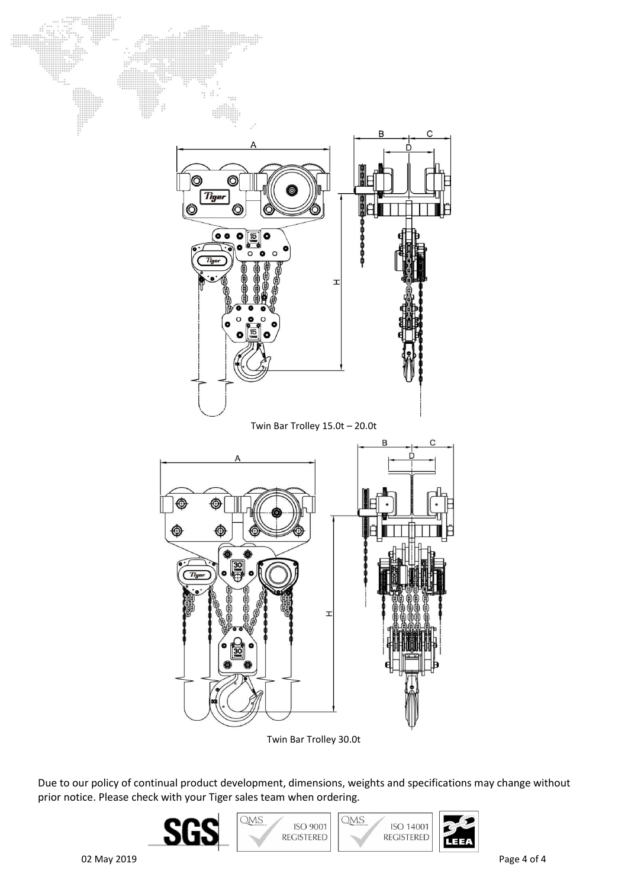A

B C

D

H

Twin Bar Trolley 15.0t – 20.0t

A

B C

D

H

Twin Bar Trolley 30.0t

Due to our policy of continual product development, dimensions, weights and specifications may change without prior notice. Please check with your Tiger sales team when ordering.

02 May 2019